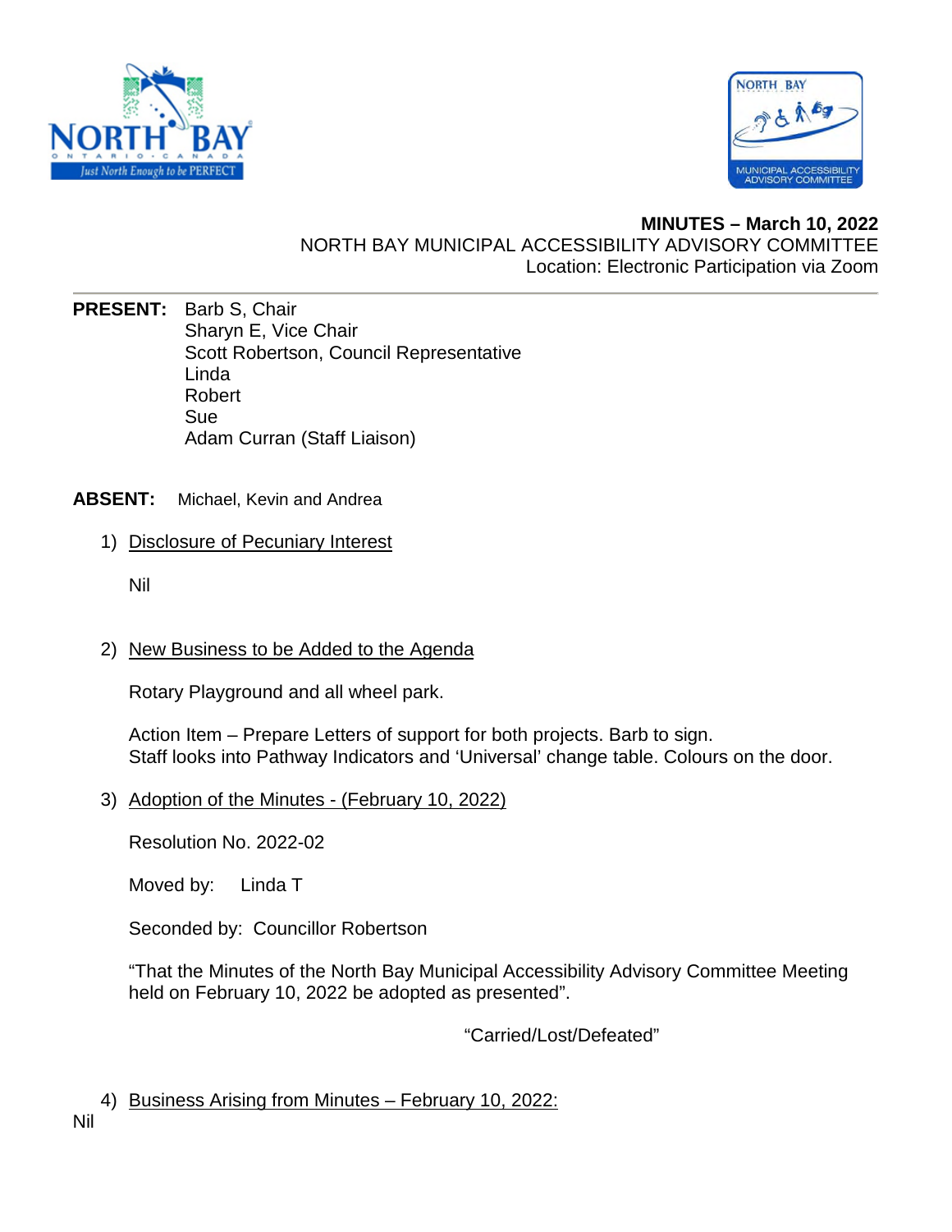**MINUTES – March 10, 2022**
NORTH BAY MUNICIPAL ACCESSIBILITY ADVISORY COMMITTEE
Location: Electronic Participation via Zoom

---

**PRESENT:** Barb S, Chair
Sharyn E, Vice Chair
Scott Robertson, Council Representative
Linda
Robert
Sue
Adam Curran (Staff Liaison)

**ABSENT:** Michael, Kevin and Andrea

1) Disclosure of Pecuniary Interest

   Nil

2) New Business to be Added to the Agenda

   Rotary Playground and all wheel park.

   Action Item – Prepare Letters of support for both projects. Barb to sign.
   Staff looks into Pathway Indicators and 'Universal' change table. Colours on the door.

3) Adoption of the Minutes - (February 10, 2022)

   Resolution No. 2022-02

   Moved by: Linda T

   Seconded by: Councillor Robertson

   "That the Minutes of the North Bay Municipal Accessibility Advisory Committee Meeting held on February 10, 2022 be adopted as presented".

   "Carried/Lost/Defeated"

4) Business Arising from Minutes – February 10, 2022:

Nil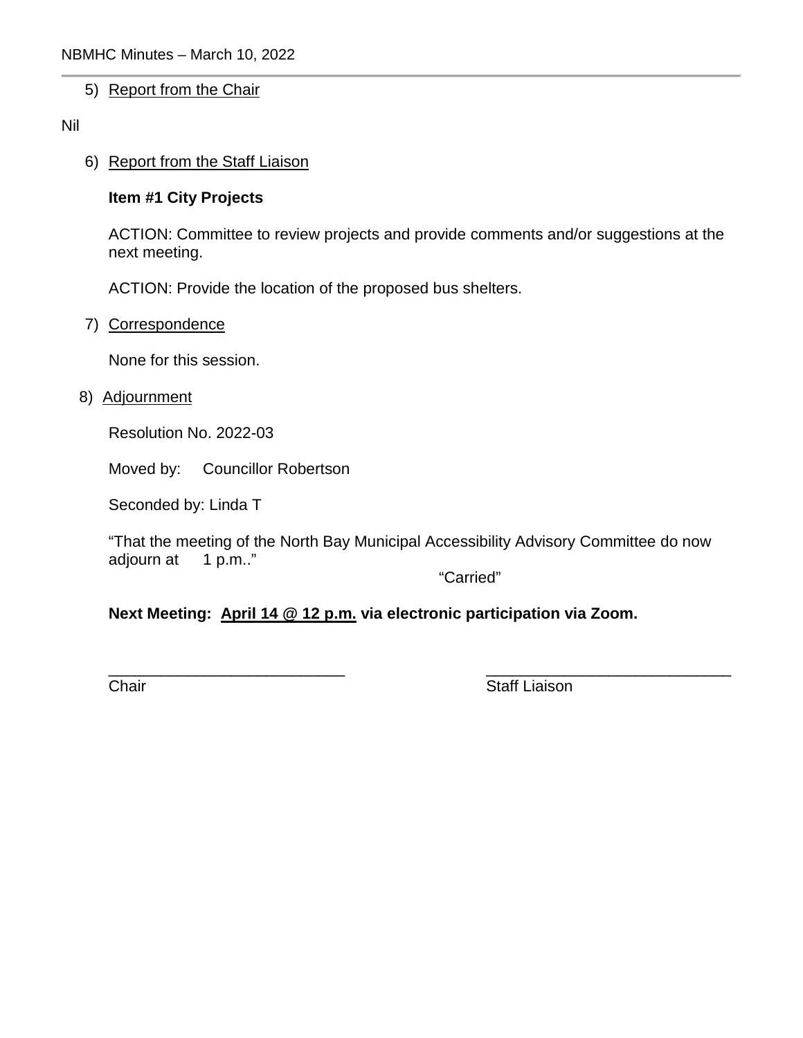5) Report from the Chair

Nil

6) Report from the Staff Liaison

**Item #1 City Projects**

ACTION: Committee to review projects and provide comments and/or suggestions at the next meeting.

ACTION: Provide the location of the proposed bus shelters.

7) Correspondence

None for this session.

8) Adjournment

Resolution No. 2022-03

Moved by: Councillor Robertson

Seconded by: Linda T

"That the meeting of the North Bay Municipal Accessibility Advisory Committee do now adjourn at 1 p.m.."

"Carried"

**Next Meeting: April 14 @ 12 p.m. via electronic participation via Zoom.**

___________________________ Chair

___________________________ Staff Liaison